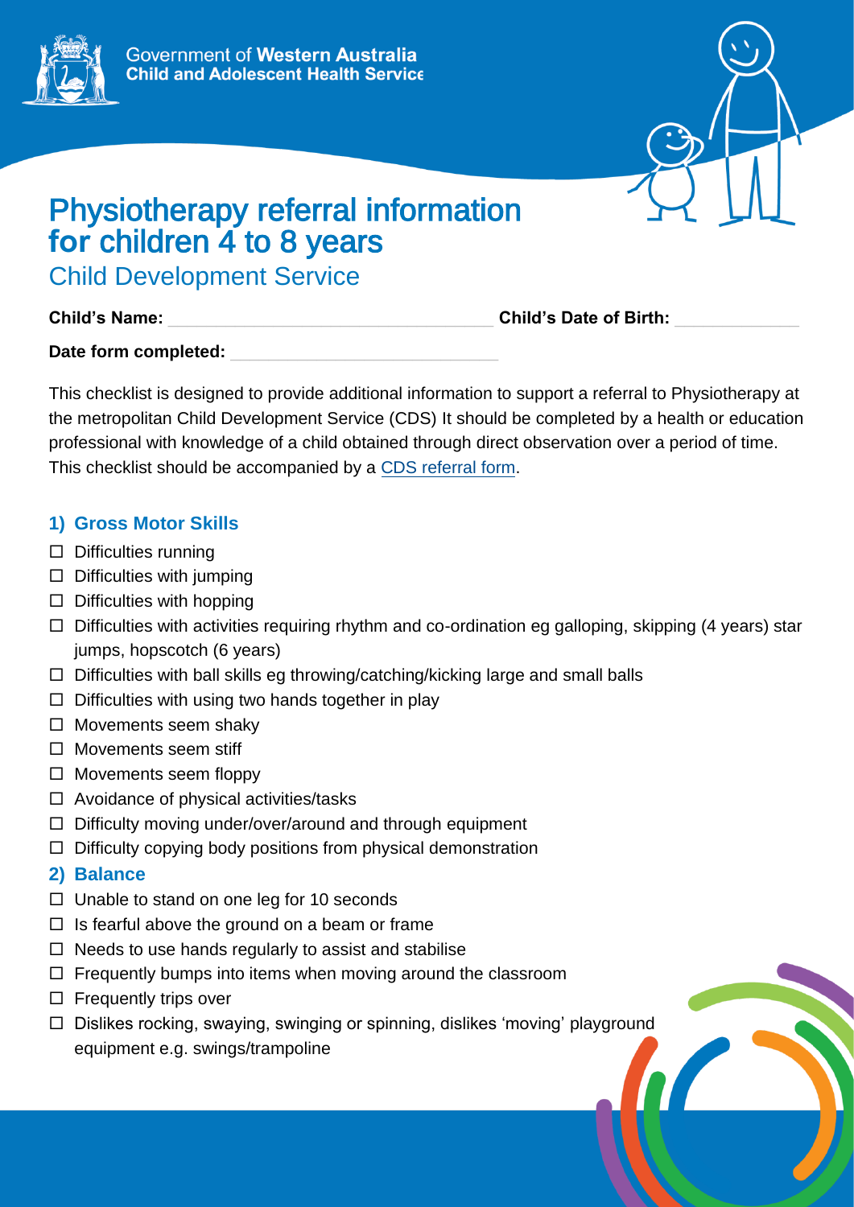Government of **Western Australia**
**Child and Adolescent Health Service**

# Physiotherapy referral information for children 4 to 8 years

## Child Development Service

**Child's Name:** ______________________ **Child's Date of Birth:** ____________

**Date form completed:** ______________________

This checklist is designed to provide additional information to support a referral to Physiotherapy at the metropolitan Child Development Service (CDS) It should be completed by a health or education professional with knowledge of a child obtained through direct observation over a period of time. This checklist should be accompanied by a CDS referral form.

### 1) Gross Motor Skills

- ☐ Difficulties running
- ☐ Difficulties with jumping
- ☐ Difficulties with hopping
- ☐ Difficulties with activities requiring rhythm and co-ordination eg galloping, skipping (4 years) star jumps, hopscotch (6 years)
- ☐ Difficulties with ball skills eg throwing/catching/kicking large and small balls
- ☐ Difficulties with using two hands together in play
- ☐ Movements seem shaky
- ☐ Movements seem stiff
- ☐ Movements seem floppy
- ☐ Avoidance of physical activities/tasks
- ☐ Difficulty moving under/over/around and through equipment
- ☐ Difficulty copying body positions from physical demonstration

### 2) Balance

- ☐ Unable to stand on one leg for 10 seconds
- ☐ Is fearful above the ground on a beam or frame
- ☐ Needs to use hands regularly to assist and stabilise
- ☐ Frequently bumps into items when moving around the classroom
- ☐ Frequently trips over
- ☐ Dislikes rocking, swaying, swinging or spinning, dislikes 'moving' playground equipment e.g. swings/trampoline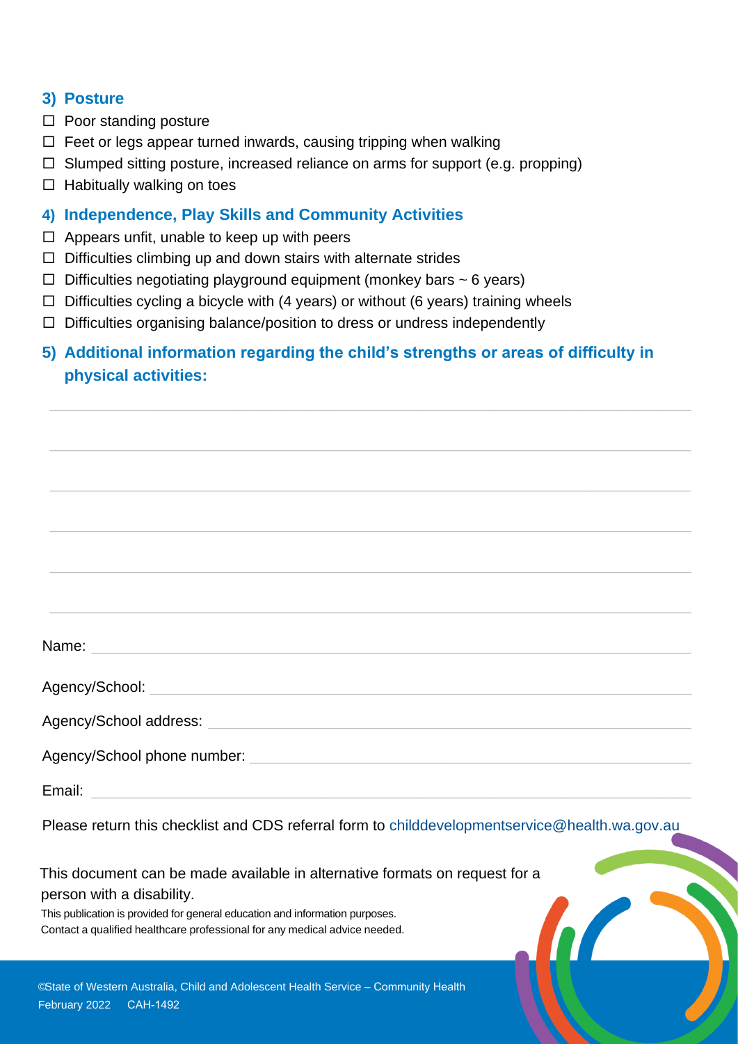### 3) Posture

- ☐ Poor standing posture
- ☐ Feet or legs appear turned inwards, causing tripping when walking
- ☐ Slumped sitting posture, increased reliance on arms for support (e.g. propping)
- ☐ Habitually walking on toes

### 4) Independence, Play Skills and Community Activities

- ☐ Appears unfit, unable to keep up with peers
- ☐ Difficulties climbing up and down stairs with alternate strides
- ☐ Difficulties negotiating playground equipment (monkey bars ~ 6 years)
- ☐ Difficulties cycling a bicycle with (4 years) or without (6 years) training wheels
- ☐ Difficulties organising balance/position to dress or undress independently

### 5) Additional information regarding the child's strengths or areas of difficulty in physical activities:

\_\_\_\_\_\_\_\_\_\_\_\_\_\_\_\_\_\_\_\_\_\_\_\_\_\_\_\_\_\_\_\_\_\_\_\_\_\_\_\_\_\_\_\_\_\_\_\_\_\_\_\_\_\_\_\_\_\_\_\_

\_\_\_\_\_\_\_\_\_\_\_\_\_\_\_\_\_\_\_\_\_\_\_\_\_\_\_\_\_\_\_\_\_\_\_\_\_\_\_\_\_\_\_\_\_\_\_\_\_\_\_\_\_\_\_\_\_\_\_\_

\_\_\_\_\_\_\_\_\_\_\_\_\_\_\_\_\_\_\_\_\_\_\_\_\_\_\_\_\_\_\_\_\_\_\_\_\_\_\_\_\_\_\_\_\_\_\_\_\_\_\_\_\_\_\_\_\_\_\_\_

\_\_\_\_\_\_\_\_\_\_\_\_\_\_\_\_\_\_\_\_\_\_\_\_\_\_\_\_\_\_\_\_\_\_\_\_\_\_\_\_\_\_\_\_\_\_\_\_\_\_\_\_\_\_\_\_\_\_\_\_

\_\_\_\_\_\_\_\_\_\_\_\_\_\_\_\_\_\_\_\_\_\_\_\_\_\_\_\_\_\_\_\_\_\_\_\_\_\_\_\_\_\_\_\_\_\_\_\_\_\_\_\_\_\_\_\_\_\_\_\_

\_\_\_\_\_\_\_\_\_\_\_\_\_\_\_\_\_\_\_\_\_\_\_\_\_\_\_\_\_\_\_\_\_\_\_\_\_\_\_\_\_\_\_\_\_\_\_\_\_\_\_\_\_\_\_\_\_\_\_\_

Name: \_\_\_\_\_\_\_\_\_\_\_\_\_\_\_\_\_\_\_\_\_\_\_\_\_\_\_\_\_\_\_\_\_\_\_\_\_\_\_\_\_\_\_\_\_\_\_\_

Agency/School: \_\_\_\_\_\_\_\_\_\_\_\_\_\_\_\_\_\_\_\_\_\_\_\_\_\_\_\_\_\_\_\_\_\_\_\_\_\_\_\_\_\_

Agency/School address: \_\_\_\_\_\_\_\_\_\_\_\_\_\_\_\_\_\_\_\_\_\_\_\_\_\_\_\_\_\_\_\_\_\_\_\_

Agency/School phone number: \_\_\_\_\_\_\_\_\_\_\_\_\_\_\_\_\_\_\_\_\_\_\_\_\_\_\_\_\_\_\_

Email: \_\_\_\_\_\_\_\_\_\_\_\_\_\_\_\_\_\_\_\_\_\_\_\_\_\_\_\_\_\_\_\_\_\_\_\_\_\_\_\_\_\_\_\_\_\_\_\_

Please return this checklist and CDS referral form to childdevelopmentservice@health.wa.gov.au

This document can be made available in alternative formats on request for a person with a disability.

This publication is provided for general education and information purposes.
Contact a qualified healthcare professional for any medical advice needed.

©State of Western Australia, Child and Adolescent Health Service – Community Health
February 2022 CAH-1492